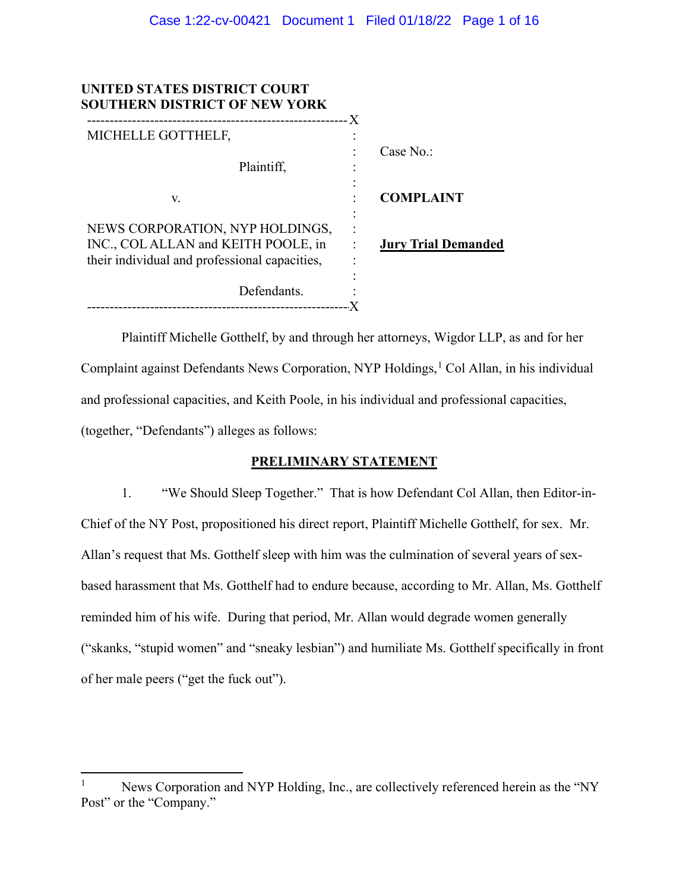**UNITED STATES DISTRICT COURT**
**SOUTHERN DISTRICT OF NEW YORK**

| | |
|---|---|
| MICHELLE GOTTHELF,<br><br>Plaintiff,<br><br>v.<br><br>NEWS CORPORATION, NYP HOLDINGS, INC., COL ALLAN and KEITH POOLE, in their individual and professional capacities,<br><br>Defendants. | Case No.:<br><br>**COMPLAINT**<br><br>**Jury Trial Demanded** |

Plaintiff Michelle Gotthelf, by and through her attorneys, Wigdor LLP, as and for her Complaint against Defendants News Corporation, NYP Holdings,[1] Col Allan, in his individual and professional capacities, and Keith Poole, in his individual and professional capacities, (together, "Defendants") alleges as follows:

## PRELIMINARY STATEMENT

1. "We Should Sleep Together." That is how Defendant Col Allan, then Editor-in-Chief of the NY Post, propositioned his direct report, Plaintiff Michelle Gotthelf, for sex. Mr. Allan's request that Ms. Gotthelf sleep with him was the culmination of several years of sex-based harassment that Ms. Gotthelf had to endure because, according to Mr. Allan, Ms. Gotthelf reminded him of his wife. During that period, Mr. Allan would degrade women generally ("skanks, "stupid women" and "sneaky lesbian") and humiliate Ms. Gotthelf specifically in front of her male peers ("get the fuck out").

[1] News Corporation and NYP Holding, Inc., are collectively referenced herein as the "NY Post" or the "Company."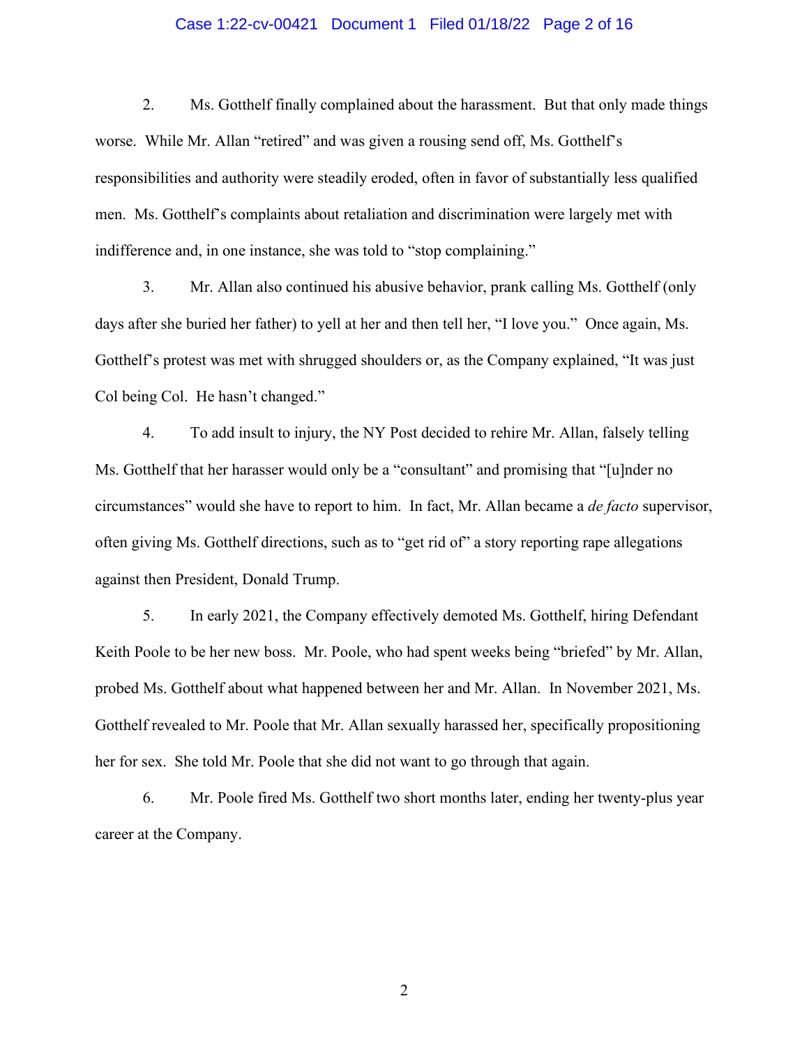2. Ms. Gotthelf finally complained about the harassment. But that only made things worse. While Mr. Allan "retired" and was given a rousing send off, Ms. Gotthelf's responsibilities and authority were steadily eroded, often in favor of substantially less qualified men. Ms. Gotthelf's complaints about retaliation and discrimination were largely met with indifference and, in one instance, she was told to "stop complaining."

3. Mr. Allan also continued his abusive behavior, prank calling Ms. Gotthelf (only days after she buried her father) to yell at her and then tell her, "I love you." Once again, Ms. Gotthelf's protest was met with shrugged shoulders or, as the Company explained, "It was just Col being Col. He hasn't changed."

4. To add insult to injury, the NY Post decided to rehire Mr. Allan, falsely telling Ms. Gotthelf that her harasser would only be a "consultant" and promising that "[u]nder no circumstances" would she have to report to him. In fact, Mr. Allan became a *de facto* supervisor, often giving Ms. Gotthelf directions, such as to "get rid of" a story reporting rape allegations against then President, Donald Trump.

5. In early 2021, the Company effectively demoted Ms. Gotthelf, hiring Defendant Keith Poole to be her new boss. Mr. Poole, who had spent weeks being "briefed" by Mr. Allan, probed Ms. Gotthelf about what happened between her and Mr. Allan. In November 2021, Ms. Gotthelf revealed to Mr. Poole that Mr. Allan sexually harassed her, specifically propositioning her for sex. She told Mr. Poole that she did not want to go through that again.

6. Mr. Poole fired Ms. Gotthelf two short months later, ending her twenty-plus year career at the Company.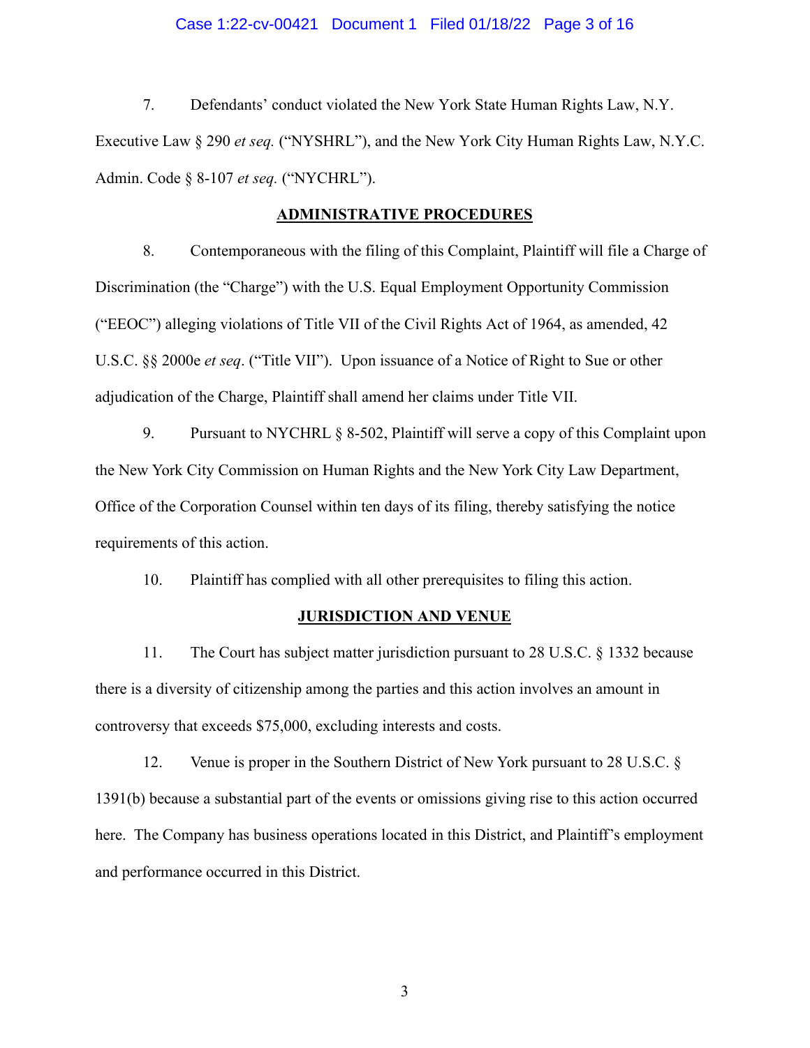7. Defendants' conduct violated the New York State Human Rights Law, N.Y. Executive Law § 290 *et seq.* ("NYSHRL"), and the New York City Human Rights Law, N.Y.C. Admin. Code § 8-107 *et seq.* ("NYCHRL").

## ADMINISTRATIVE PROCEDURES

8. Contemporaneous with the filing of this Complaint, Plaintiff will file a Charge of Discrimination (the "Charge") with the U.S. Equal Employment Opportunity Commission ("EEOC") alleging violations of Title VII of the Civil Rights Act of 1964, as amended, 42 U.S.C. §§ 2000e *et seq*. ("Title VII"). Upon issuance of a Notice of Right to Sue or other adjudication of the Charge, Plaintiff shall amend her claims under Title VII.

9. Pursuant to NYCHRL § 8-502, Plaintiff will serve a copy of this Complaint upon the New York City Commission on Human Rights and the New York City Law Department, Office of the Corporation Counsel within ten days of its filing, thereby satisfying the notice requirements of this action.

10. Plaintiff has complied with all other prerequisites to filing this action.

## JURISDICTION AND VENUE

11. The Court has subject matter jurisdiction pursuant to 28 U.S.C. § 1332 because there is a diversity of citizenship among the parties and this action involves an amount in controversy that exceeds $75,000, excluding interests and costs.

12. Venue is proper in the Southern District of New York pursuant to 28 U.S.C. § 1391(b) because a substantial part of the events or omissions giving rise to this action occurred here. The Company has business operations located in this District, and Plaintiff's employment and performance occurred in this District.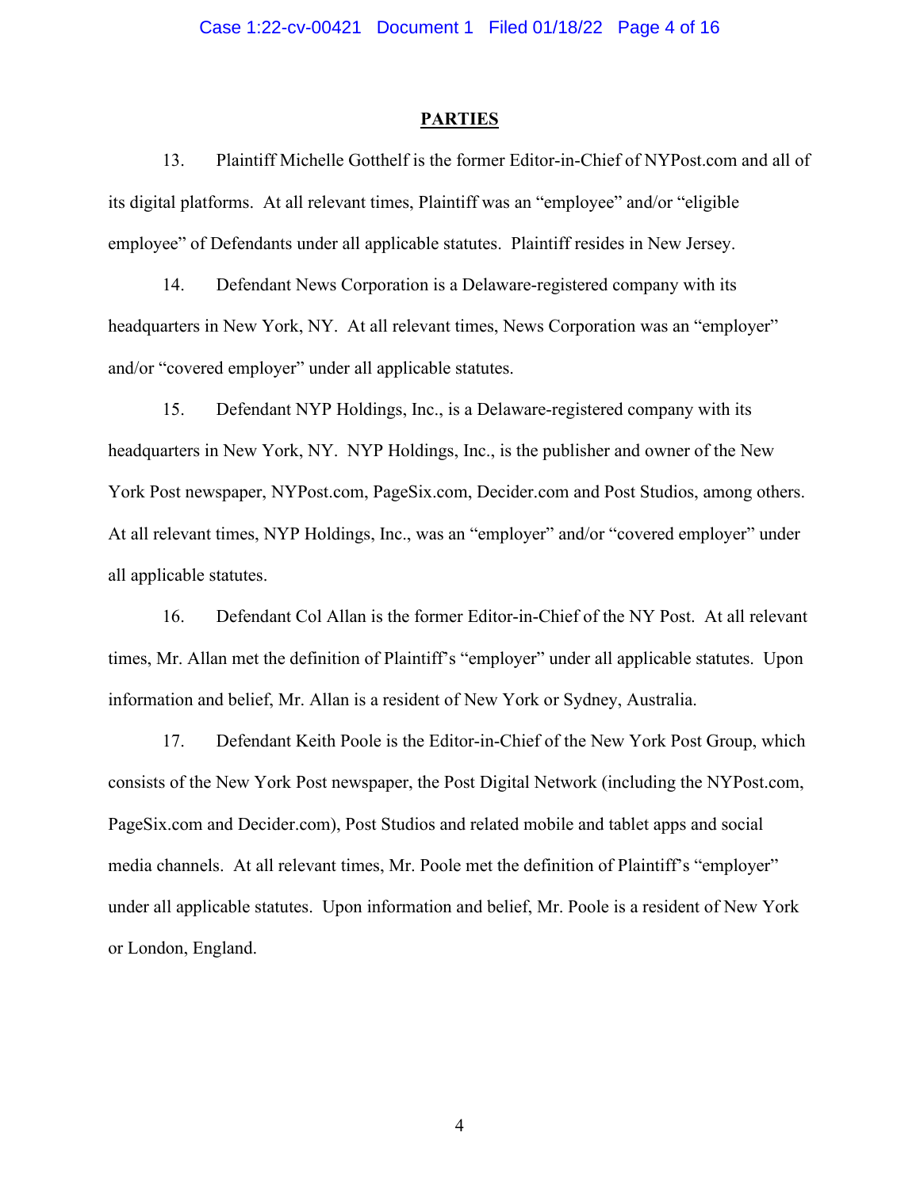## PARTIES

13. Plaintiff Michelle Gotthelf is the former Editor-in-Chief of NYPost.com and all of its digital platforms. At all relevant times, Plaintiff was an "employee" and/or "eligible employee" of Defendants under all applicable statutes. Plaintiff resides in New Jersey.

14. Defendant News Corporation is a Delaware-registered company with its headquarters in New York, NY. At all relevant times, News Corporation was an "employer" and/or "covered employer" under all applicable statutes.

15. Defendant NYP Holdings, Inc., is a Delaware-registered company with its headquarters in New York, NY. NYP Holdings, Inc., is the publisher and owner of the New York Post newspaper, NYPost.com, PageSix.com, Decider.com and Post Studios, among others. At all relevant times, NYP Holdings, Inc., was an "employer" and/or "covered employer" under all applicable statutes.

16. Defendant Col Allan is the former Editor-in-Chief of the NY Post. At all relevant times, Mr. Allan met the definition of Plaintiff's "employer" under all applicable statutes. Upon information and belief, Mr. Allan is a resident of New York or Sydney, Australia.

17. Defendant Keith Poole is the Editor-in-Chief of the New York Post Group, which consists of the New York Post newspaper, the Post Digital Network (including the NYPost.com, PageSix.com and Decider.com), Post Studios and related mobile and tablet apps and social media channels. At all relevant times, Mr. Poole met the definition of Plaintiff's "employer" under all applicable statutes. Upon information and belief, Mr. Poole is a resident of New York or London, England.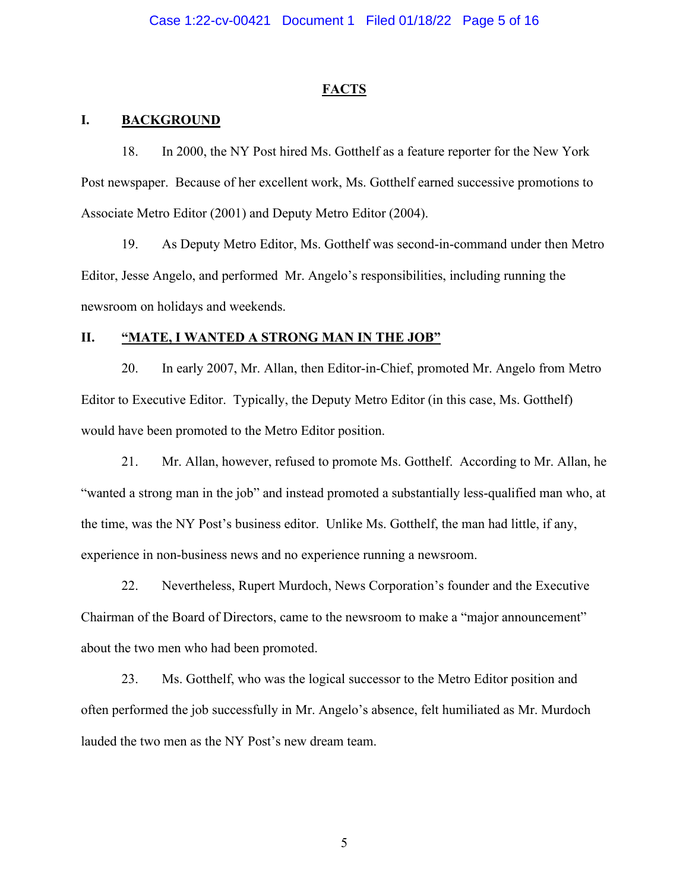## FACTS

### I. BACKGROUND

18. In 2000, the NY Post hired Ms. Gotthelf as a feature reporter for the New York Post newspaper. Because of her excellent work, Ms. Gotthelf earned successive promotions to Associate Metro Editor (2001) and Deputy Metro Editor (2004).

19. As Deputy Metro Editor, Ms. Gotthelf was second-in-command under then Metro Editor, Jesse Angelo, and performed Mr. Angelo's responsibilities, including running the newsroom on holidays and weekends.

### II. "MATE, I WANTED A STRONG MAN IN THE JOB"

20. In early 2007, Mr. Allan, then Editor-in-Chief, promoted Mr. Angelo from Metro Editor to Executive Editor. Typically, the Deputy Metro Editor (in this case, Ms. Gotthelf) would have been promoted to the Metro Editor position.

21. Mr. Allan, however, refused to promote Ms. Gotthelf. According to Mr. Allan, he "wanted a strong man in the job" and instead promoted a substantially less-qualified man who, at the time, was the NY Post's business editor. Unlike Ms. Gotthelf, the man had little, if any, experience in non-business news and no experience running a newsroom.

22. Nevertheless, Rupert Murdoch, News Corporation's founder and the Executive Chairman of the Board of Directors, came to the newsroom to make a "major announcement" about the two men who had been promoted.

23. Ms. Gotthelf, who was the logical successor to the Metro Editor position and often performed the job successfully in Mr. Angelo's absence, felt humiliated as Mr. Murdoch lauded the two men as the NY Post's new dream team.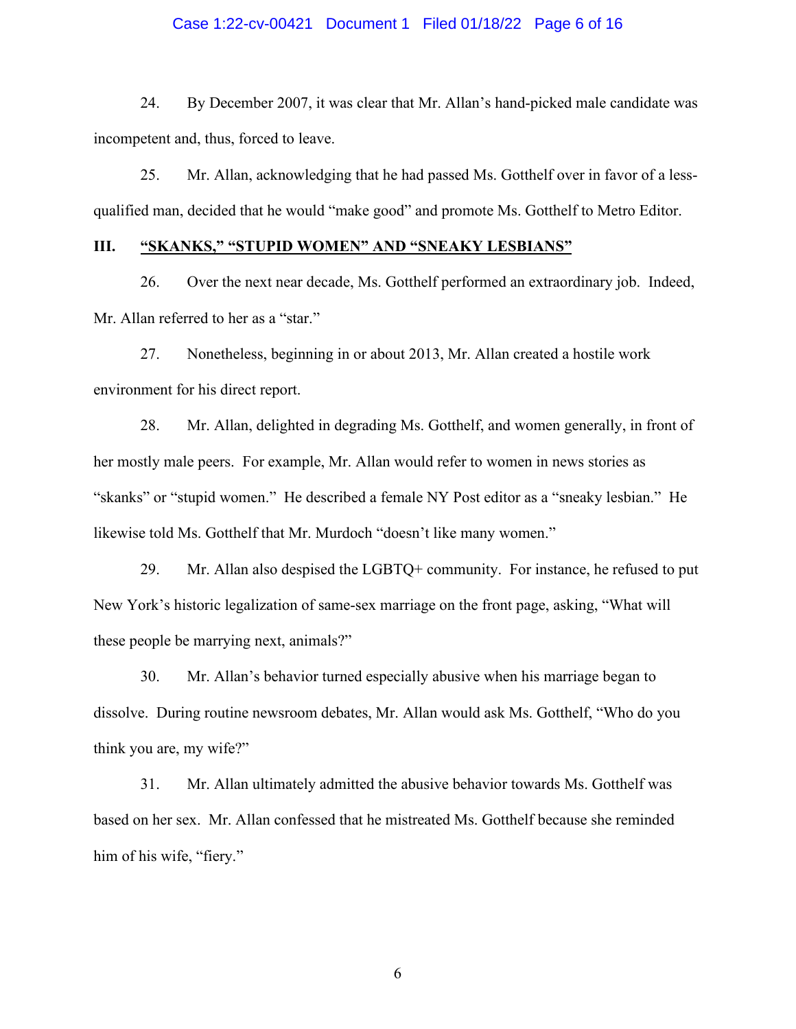24. By December 2007, it was clear that Mr. Allan's hand-picked male candidate was incompetent and, thus, forced to leave.

25. Mr. Allan, acknowledging that he had passed Ms. Gotthelf over in favor of a less-qualified man, decided that he would "make good" and promote Ms. Gotthelf to Metro Editor.

## III. <u>"SKANKS," "STUPID WOMEN" AND "SNEAKY LESBIANS"</u>

26. Over the next near decade, Ms. Gotthelf performed an extraordinary job. Indeed, Mr. Allan referred to her as a "star."

27. Nonetheless, beginning in or about 2013, Mr. Allan created a hostile work environment for his direct report.

28. Mr. Allan, delighted in degrading Ms. Gotthelf, and women generally, in front of her mostly male peers. For example, Mr. Allan would refer to women in news stories as "skanks" or "stupid women." He described a female NY Post editor as a "sneaky lesbian." He likewise told Ms. Gotthelf that Mr. Murdoch "doesn't like many women."

29. Mr. Allan also despised the LGBTQ+ community. For instance, he refused to put New York's historic legalization of same-sex marriage on the front page, asking, "What will these people be marrying next, animals?"

30. Mr. Allan's behavior turned especially abusive when his marriage began to dissolve. During routine newsroom debates, Mr. Allan would ask Ms. Gotthelf, "Who do you think you are, my wife?"

31. Mr. Allan ultimately admitted the abusive behavior towards Ms. Gotthelf was based on her sex. Mr. Allan confessed that he mistreated Ms. Gotthelf because she reminded him of his wife, "fiery."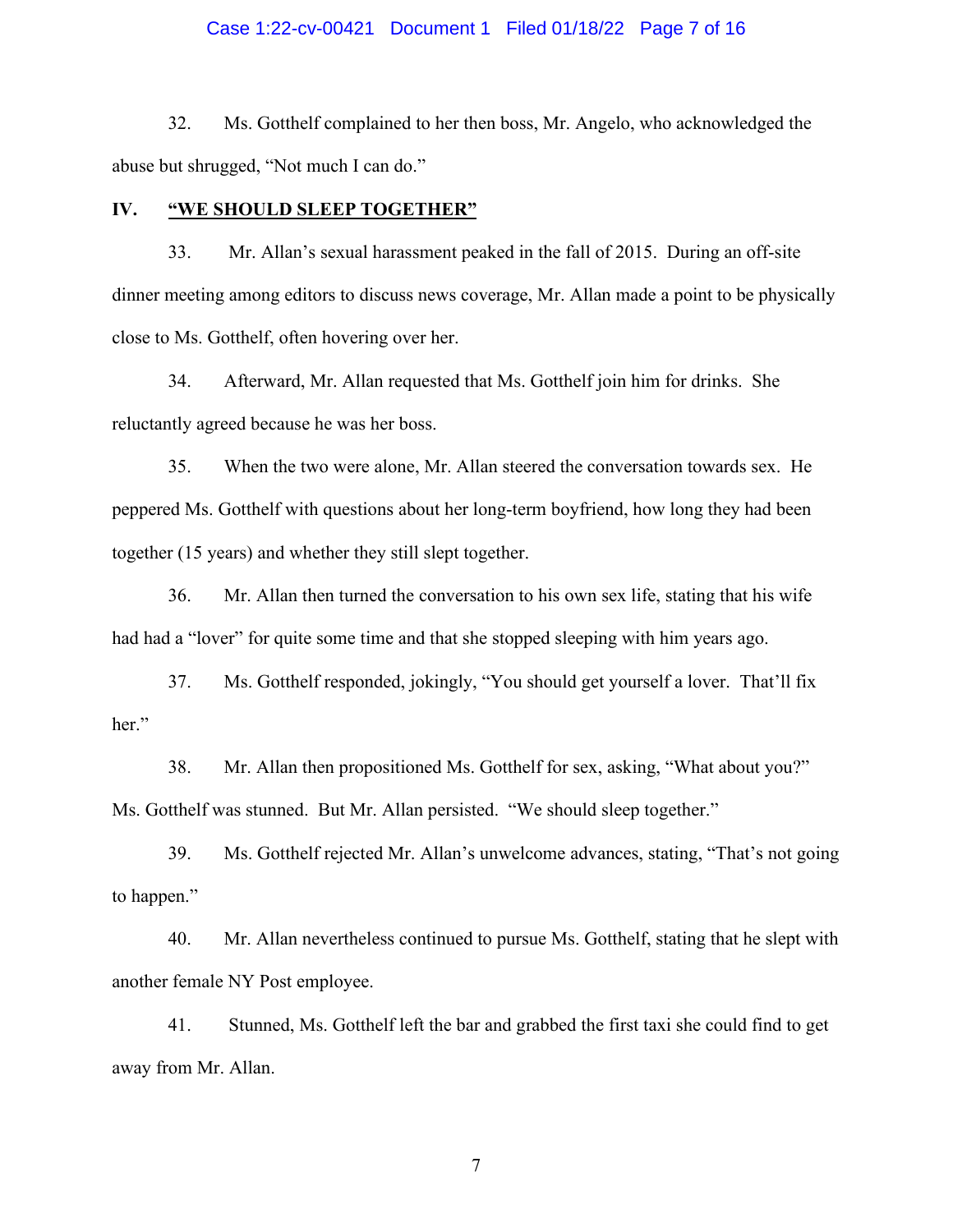32. Ms. Gotthelf complained to her then boss, Mr. Angelo, who acknowledged the abuse but shrugged, "Not much I can do."

## IV. <u>"WE SHOULD SLEEP TOGETHER"</u>

33. Mr. Allan's sexual harassment peaked in the fall of 2015. During an off-site dinner meeting among editors to discuss news coverage, Mr. Allan made a point to be physically close to Ms. Gotthelf, often hovering over her.

34. Afterward, Mr. Allan requested that Ms. Gotthelf join him for drinks. She reluctantly agreed because he was her boss.

35. When the two were alone, Mr. Allan steered the conversation towards sex. He peppered Ms. Gotthelf with questions about her long-term boyfriend, how long they had been together (15 years) and whether they still slept together.

36. Mr. Allan then turned the conversation to his own sex life, stating that his wife had had a "lover" for quite some time and that she stopped sleeping with him years ago.

37. Ms. Gotthelf responded, jokingly, "You should get yourself a lover. That'll fix her."

38. Mr. Allan then propositioned Ms. Gotthelf for sex, asking, "What about you?" Ms. Gotthelf was stunned. But Mr. Allan persisted. "We should sleep together."

39. Ms. Gotthelf rejected Mr. Allan's unwelcome advances, stating, "That's not going to happen."

40. Mr. Allan nevertheless continued to pursue Ms. Gotthelf, stating that he slept with another female NY Post employee.

41. Stunned, Ms. Gotthelf left the bar and grabbed the first taxi she could find to get away from Mr. Allan.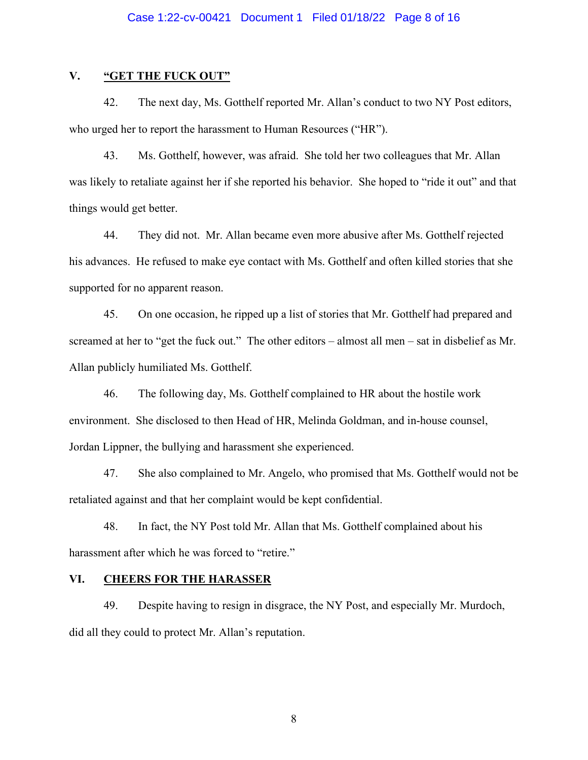## V. <u>"GET THE FUCK OUT"</u>

42. The next day, Ms. Gotthelf reported Mr. Allan's conduct to two NY Post editors, who urged her to report the harassment to Human Resources ("HR").

43. Ms. Gotthelf, however, was afraid. She told her two colleagues that Mr. Allan was likely to retaliate against her if she reported his behavior. She hoped to "ride it out" and that things would get better.

44. They did not. Mr. Allan became even more abusive after Ms. Gotthelf rejected his advances. He refused to make eye contact with Ms. Gotthelf and often killed stories that she supported for no apparent reason.

45. On one occasion, he ripped up a list of stories that Mr. Gotthelf had prepared and screamed at her to "get the fuck out." The other editors – almost all men – sat in disbelief as Mr. Allan publicly humiliated Ms. Gotthelf.

46. The following day, Ms. Gotthelf complained to HR about the hostile work environment. She disclosed to then Head of HR, Melinda Goldman, and in-house counsel, Jordan Lippner, the bullying and harassment she experienced.

47. She also complained to Mr. Angelo, who promised that Ms. Gotthelf would not be retaliated against and that her complaint would be kept confidential.

48. In fact, the NY Post told Mr. Allan that Ms. Gotthelf complained about his harassment after which he was forced to "retire."

## VI. <u>CHEERS FOR THE HARASSER</u>

49. Despite having to resign in disgrace, the NY Post, and especially Mr. Murdoch, did all they could to protect Mr. Allan's reputation.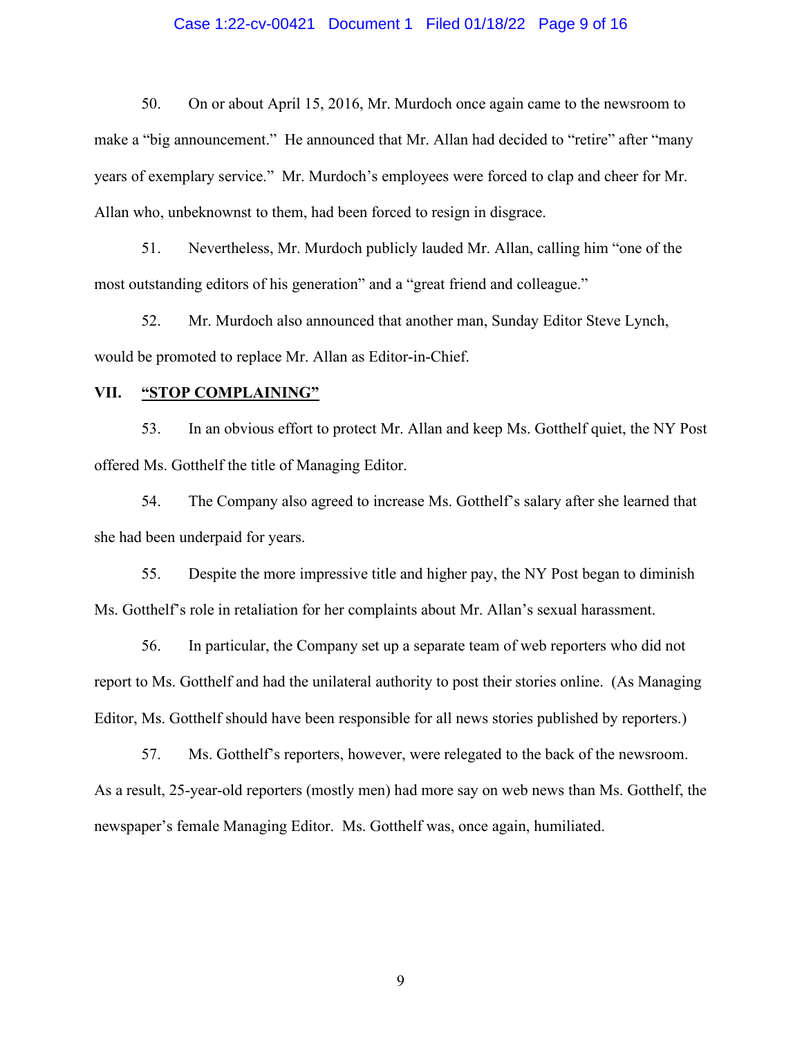50. On or about April 15, 2016, Mr. Murdoch once again came to the newsroom to make a "big announcement." He announced that Mr. Allan had decided to "retire" after "many years of exemplary service." Mr. Murdoch's employees were forced to clap and cheer for Mr. Allan who, unbeknownst to them, had been forced to resign in disgrace.

51. Nevertheless, Mr. Murdoch publicly lauded Mr. Allan, calling him "one of the most outstanding editors of his generation" and a "great friend and colleague."

52. Mr. Murdoch also announced that another man, Sunday Editor Steve Lynch, would be promoted to replace Mr. Allan as Editor-in-Chief.

## VII. "STOP COMPLAINING"

53. In an obvious effort to protect Mr. Allan and keep Ms. Gotthelf quiet, the NY Post offered Ms. Gotthelf the title of Managing Editor.

54. The Company also agreed to increase Ms. Gotthelf's salary after she learned that she had been underpaid for years.

55. Despite the more impressive title and higher pay, the NY Post began to diminish Ms. Gotthelf's role in retaliation for her complaints about Mr. Allan's sexual harassment.

56. In particular, the Company set up a separate team of web reporters who did not report to Ms. Gotthelf and had the unilateral authority to post their stories online. (As Managing Editor, Ms. Gotthelf should have been responsible for all news stories published by reporters.)

57. Ms. Gotthelf's reporters, however, were relegated to the back of the newsroom. As a result, 25-year-old reporters (mostly men) had more say on web news than Ms. Gotthelf, the newspaper's female Managing Editor. Ms. Gotthelf was, once again, humiliated.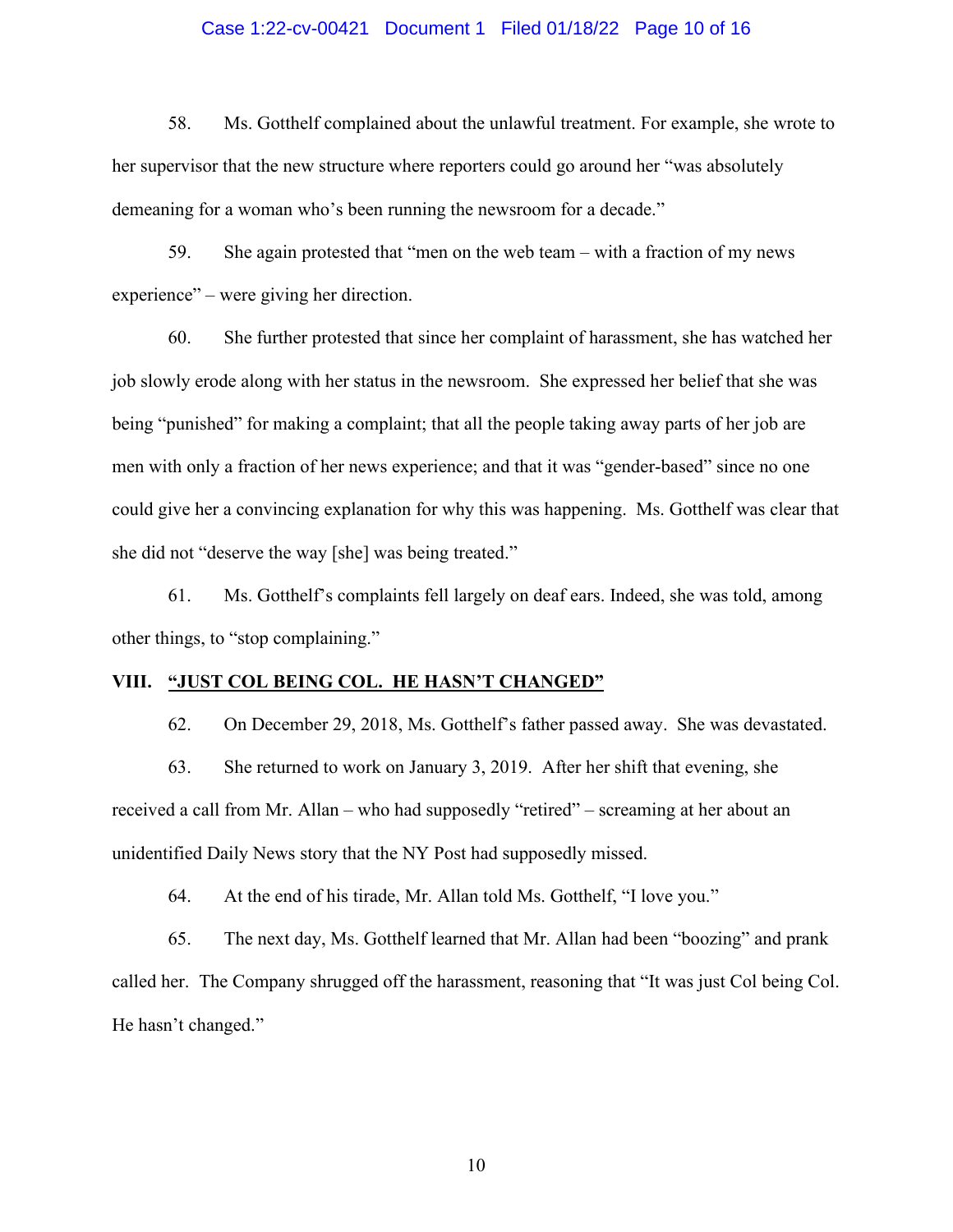58. Ms. Gotthelf complained about the unlawful treatment. For example, she wrote to her supervisor that the new structure where reporters could go around her "was absolutely demeaning for a woman who's been running the newsroom for a decade."

59. She again protested that "men on the web team – with a fraction of my news experience" – were giving her direction.

60. She further protested that since her complaint of harassment, she has watched her job slowly erode along with her status in the newsroom. She expressed her belief that she was being "punished" for making a complaint; that all the people taking away parts of her job are men with only a fraction of her news experience; and that it was "gender-based" since no one could give her a convincing explanation for why this was happening. Ms. Gotthelf was clear that she did not "deserve the way [she] was being treated."

61. Ms. Gotthelf's complaints fell largely on deaf ears. Indeed, she was told, among other things, to "stop complaining."

## VIII. "JUST COL BEING COL. HE HASN'T CHANGED"

62. On December 29, 2018, Ms. Gotthelf's father passed away. She was devastated.

63. She returned to work on January 3, 2019. After her shift that evening, she received a call from Mr. Allan – who had supposedly "retired" – screaming at her about an unidentified Daily News story that the NY Post had supposedly missed.

64. At the end of his tirade, Mr. Allan told Ms. Gotthelf, "I love you."

65. The next day, Ms. Gotthelf learned that Mr. Allan had been "boozing" and prank called her. The Company shrugged off the harassment, reasoning that "It was just Col being Col. He hasn't changed."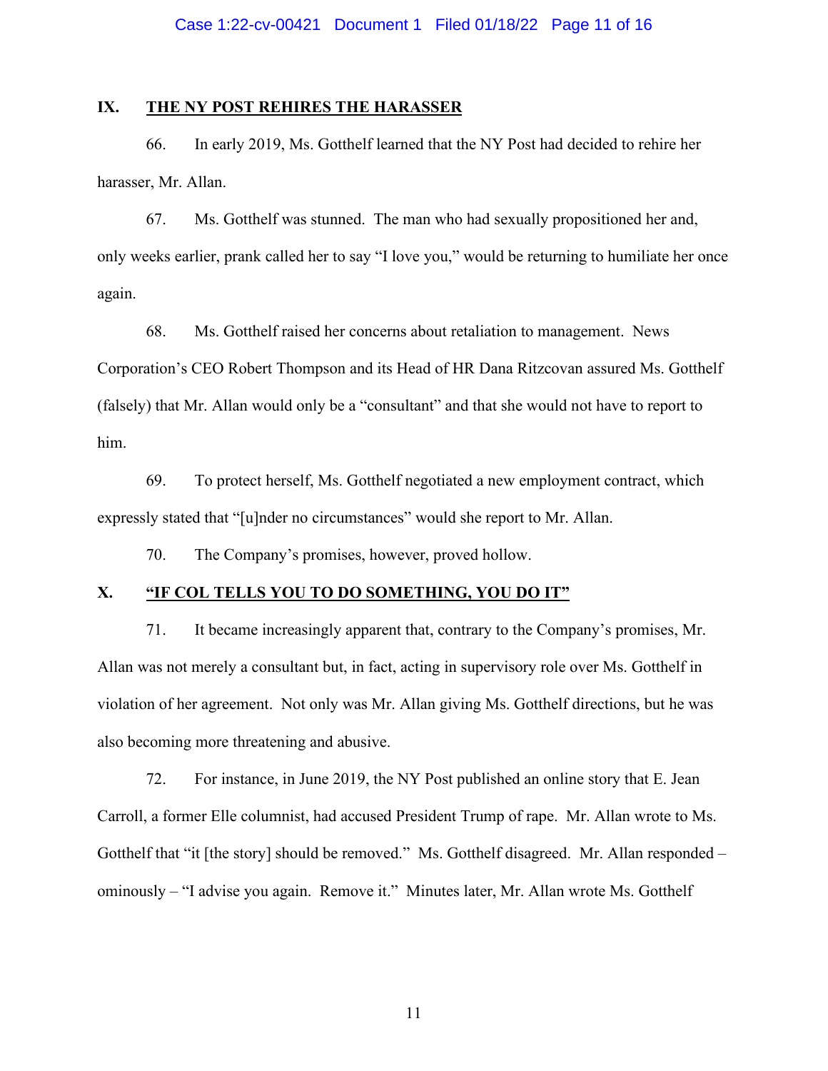## IX. THE NY POST REHIRES THE HARASSER

66. In early 2019, Ms. Gotthelf learned that the NY Post had decided to rehire her harasser, Mr. Allan.

67. Ms. Gotthelf was stunned. The man who had sexually propositioned her and, only weeks earlier, prank called her to say "I love you," would be returning to humiliate her once again.

68. Ms. Gotthelf raised her concerns about retaliation to management. News Corporation's CEO Robert Thompson and its Head of HR Dana Ritzcovan assured Ms. Gotthelf (falsely) that Mr. Allan would only be a "consultant" and that she would not have to report to him.

69. To protect herself, Ms. Gotthelf negotiated a new employment contract, which expressly stated that "[u]nder no circumstances" would she report to Mr. Allan.

70. The Company's promises, however, proved hollow.

## X. "IF COL TELLS YOU TO DO SOMETHING, YOU DO IT"

71. It became increasingly apparent that, contrary to the Company's promises, Mr. Allan was not merely a consultant but, in fact, acting in supervisory role over Ms. Gotthelf in violation of her agreement. Not only was Mr. Allan giving Ms. Gotthelf directions, but he was also becoming more threatening and abusive.

72. For instance, in June 2019, the NY Post published an online story that E. Jean Carroll, a former Elle columnist, had accused President Trump of rape. Mr. Allan wrote to Ms. Gotthelf that "it [the story] should be removed." Ms. Gotthelf disagreed. Mr. Allan responded – ominously – "I advise you again. Remove it." Minutes later, Mr. Allan wrote Ms. Gotthelf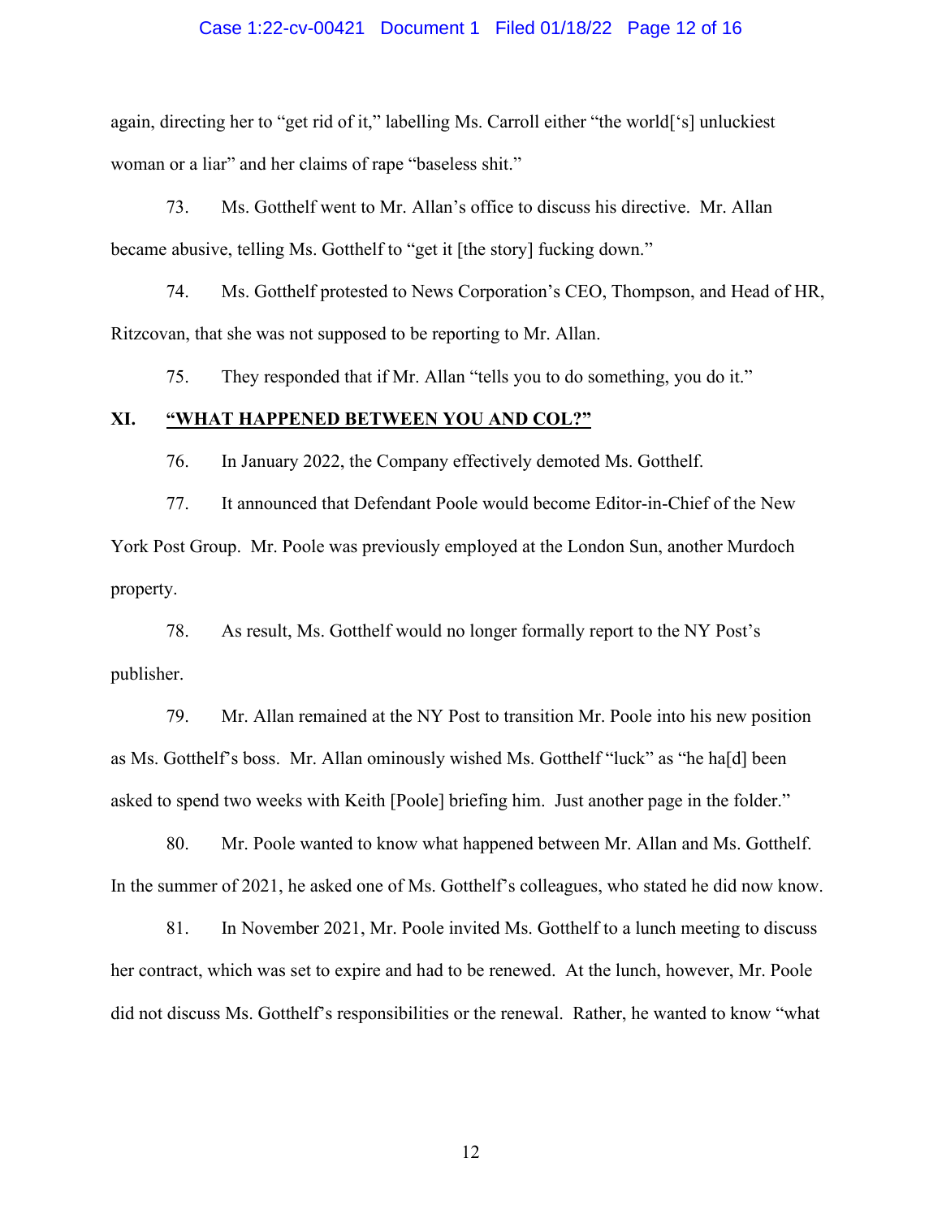again, directing her to "get rid of it," labelling Ms. Carroll either "the world['s] unluckiest woman or a liar" and her claims of rape "baseless shit."

73. Ms. Gotthelf went to Mr. Allan's office to discuss his directive. Mr. Allan became abusive, telling Ms. Gotthelf to "get it [the story] fucking down."

74. Ms. Gotthelf protested to News Corporation's CEO, Thompson, and Head of HR, Ritzcovan, that she was not supposed to be reporting to Mr. Allan.

75. They responded that if Mr. Allan "tells you to do something, you do it."

## XI. "WHAT HAPPENED BETWEEN YOU AND COL?"

76. In January 2022, the Company effectively demoted Ms. Gotthelf.

77. It announced that Defendant Poole would become Editor-in-Chief of the New York Post Group. Mr. Poole was previously employed at the London Sun, another Murdoch property.

78. As result, Ms. Gotthelf would no longer formally report to the NY Post's publisher.

79. Mr. Allan remained at the NY Post to transition Mr. Poole into his new position as Ms. Gotthelf's boss. Mr. Allan ominously wished Ms. Gotthelf "luck" as "he ha[d] been asked to spend two weeks with Keith [Poole] briefing him. Just another page in the folder."

80. Mr. Poole wanted to know what happened between Mr. Allan and Ms. Gotthelf. In the summer of 2021, he asked one of Ms. Gotthelf's colleagues, who stated he did now know.

81. In November 2021, Mr. Poole invited Ms. Gotthelf to a lunch meeting to discuss her contract, which was set to expire and had to be renewed. At the lunch, however, Mr. Poole did not discuss Ms. Gotthelf's responsibilities or the renewal. Rather, he wanted to know "what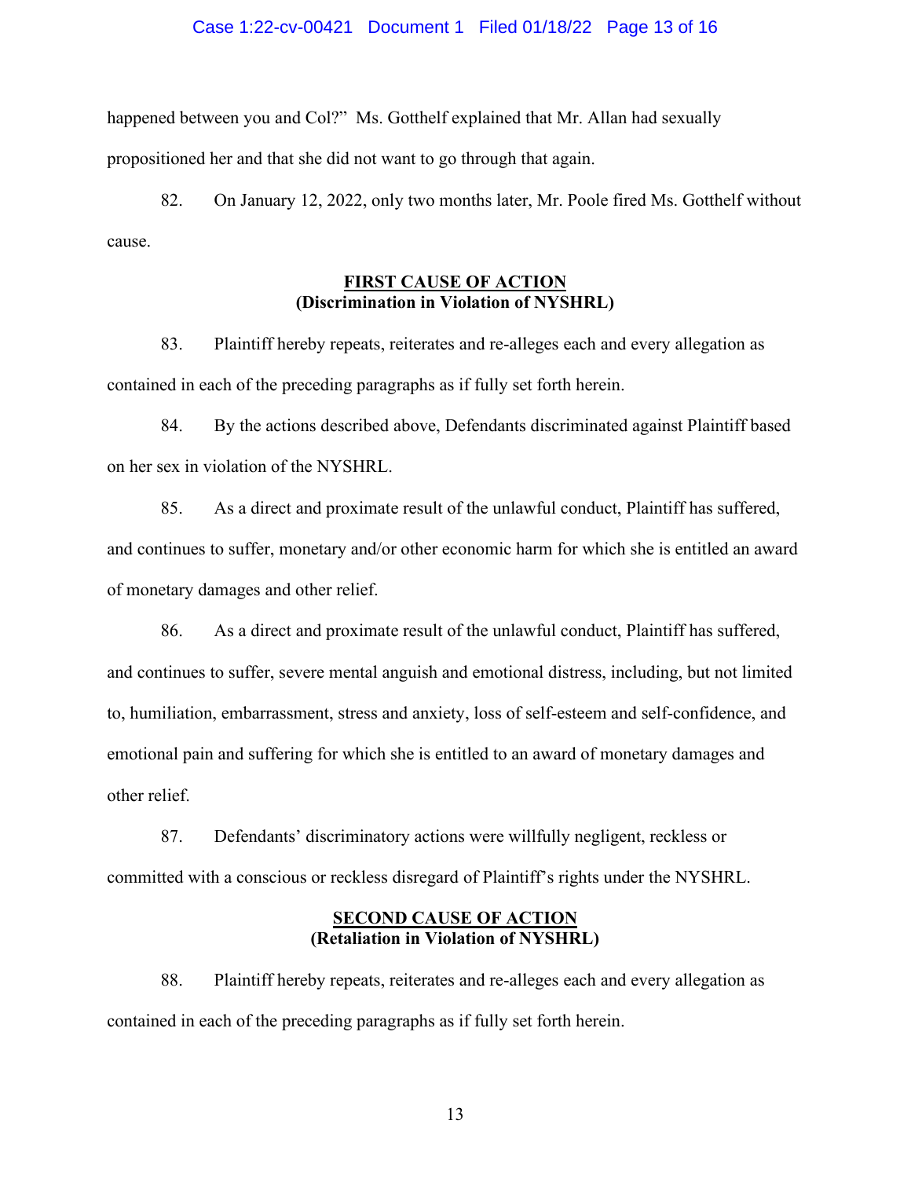happened between you and Col?" Ms. Gotthelf explained that Mr. Allan had sexually propositioned her and that she did not want to go through that again.

82. On January 12, 2022, only two months later, Mr. Poole fired Ms. Gotthelf without cause.

**<u>FIRST CAUSE OF ACTION</u>**
**(Discrimination in Violation of NYSHRL)**

83. Plaintiff hereby repeats, reiterates and re-alleges each and every allegation as contained in each of the preceding paragraphs as if fully set forth herein.

84. By the actions described above, Defendants discriminated against Plaintiff based on her sex in violation of the NYSHRL.

85. As a direct and proximate result of the unlawful conduct, Plaintiff has suffered, and continues to suffer, monetary and/or other economic harm for which she is entitled an award of monetary damages and other relief.

86. As a direct and proximate result of the unlawful conduct, Plaintiff has suffered, and continues to suffer, severe mental anguish and emotional distress, including, but not limited to, humiliation, embarrassment, stress and anxiety, loss of self-esteem and self-confidence, and emotional pain and suffering for which she is entitled to an award of monetary damages and other relief.

87. Defendants' discriminatory actions were willfully negligent, reckless or committed with a conscious or reckless disregard of Plaintiff's rights under the NYSHRL.

**<u>SECOND CAUSE OF ACTION</u>**
**(Retaliation in Violation of NYSHRL)**

88. Plaintiff hereby repeats, reiterates and re-alleges each and every allegation as contained in each of the preceding paragraphs as if fully set forth herein.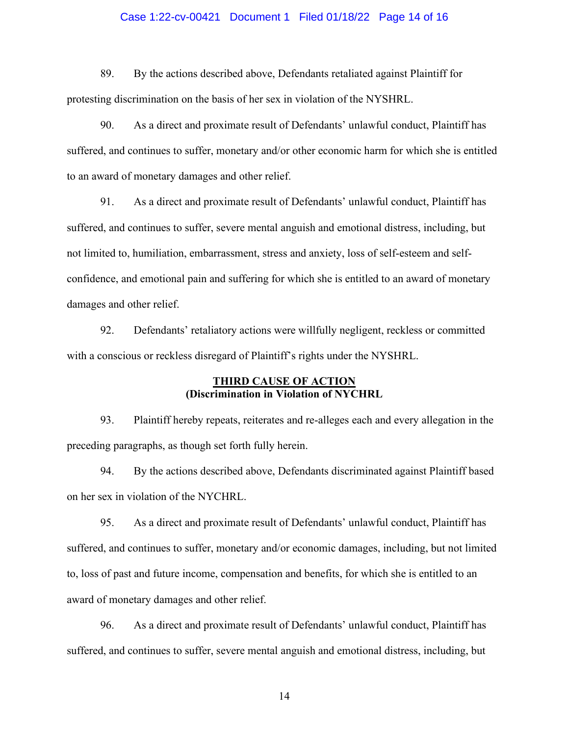89. By the actions described above, Defendants retaliated against Plaintiff for protesting discrimination on the basis of her sex in violation of the NYSHRL.

90. As a direct and proximate result of Defendants' unlawful conduct, Plaintiff has suffered, and continues to suffer, monetary and/or other economic harm for which she is entitled to an award of monetary damages and other relief.

91. As a direct and proximate result of Defendants' unlawful conduct, Plaintiff has suffered, and continues to suffer, severe mental anguish and emotional distress, including, but not limited to, humiliation, embarrassment, stress and anxiety, loss of self-esteem and self-confidence, and emotional pain and suffering for which she is entitled to an award of monetary damages and other relief.

92. Defendants' retaliatory actions were willfully negligent, reckless or committed with a conscious or reckless disregard of Plaintiff's rights under the NYSHRL.

**<u>THIRD CAUSE OF ACTION</u>**
**(Discrimination in Violation of NYCHRL**

93. Plaintiff hereby repeats, reiterates and re-alleges each and every allegation in the preceding paragraphs, as though set forth fully herein.

94. By the actions described above, Defendants discriminated against Plaintiff based on her sex in violation of the NYCHRL.

95. As a direct and proximate result of Defendants' unlawful conduct, Plaintiff has suffered, and continues to suffer, monetary and/or economic damages, including, but not limited to, loss of past and future income, compensation and benefits, for which she is entitled to an award of monetary damages and other relief.

96. As a direct and proximate result of Defendants' unlawful conduct, Plaintiff has suffered, and continues to suffer, severe mental anguish and emotional distress, including, but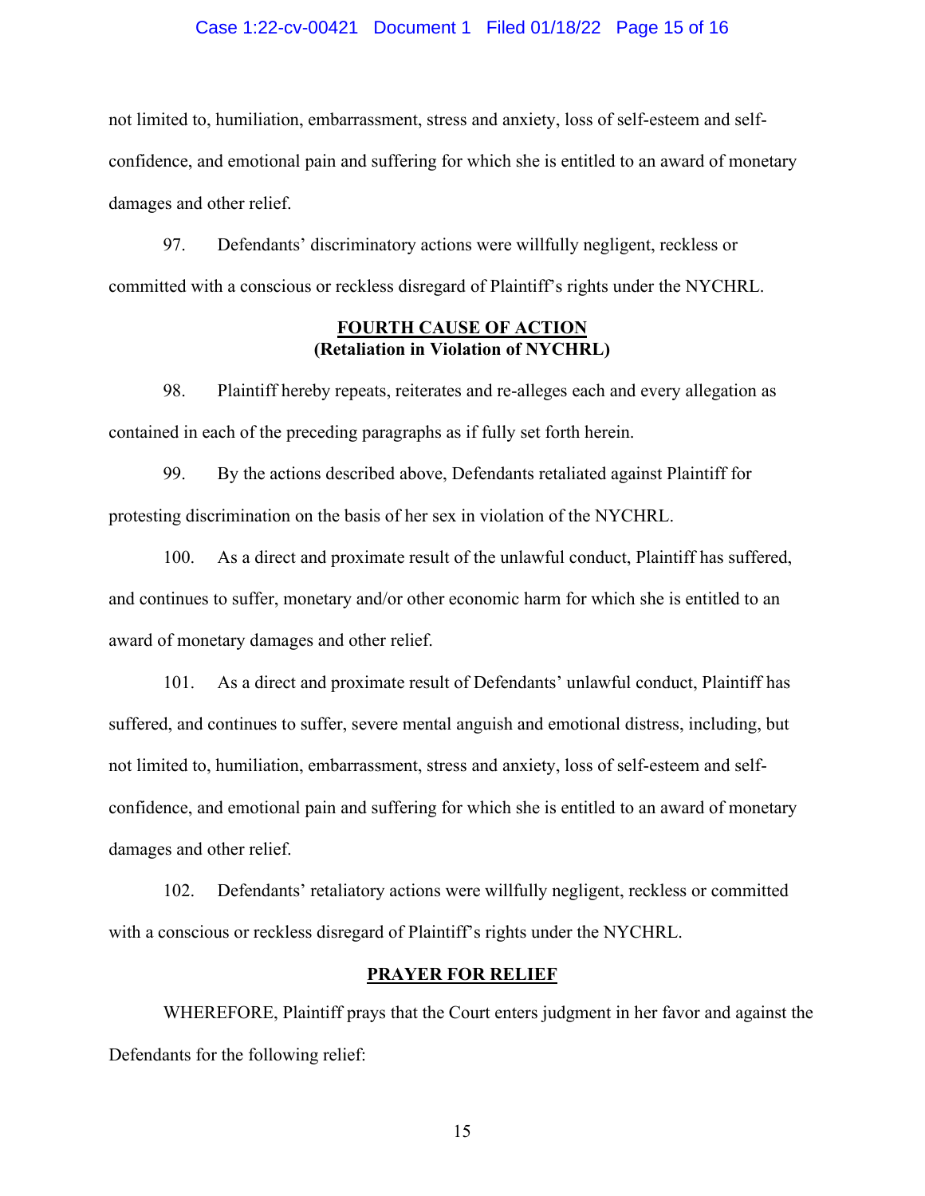not limited to, humiliation, embarrassment, stress and anxiety, loss of self-esteem and self-confidence, and emotional pain and suffering for which she is entitled to an award of monetary damages and other relief.

97. Defendants' discriminatory actions were willfully negligent, reckless or committed with a conscious or reckless disregard of Plaintiff's rights under the NYCHRL.

**FOURTH CAUSE OF ACTION**
**(Retaliation in Violation of NYCHRL)**

98. Plaintiff hereby repeats, reiterates and re-alleges each and every allegation as contained in each of the preceding paragraphs as if fully set forth herein.

99. By the actions described above, Defendants retaliated against Plaintiff for protesting discrimination on the basis of her sex in violation of the NYCHRL.

100. As a direct and proximate result of the unlawful conduct, Plaintiff has suffered, and continues to suffer, monetary and/or other economic harm for which she is entitled to an award of monetary damages and other relief.

101. As a direct and proximate result of Defendants' unlawful conduct, Plaintiff has suffered, and continues to suffer, severe mental anguish and emotional distress, including, but not limited to, humiliation, embarrassment, stress and anxiety, loss of self-esteem and self-confidence, and emotional pain and suffering for which she is entitled to an award of monetary damages and other relief.

102. Defendants' retaliatory actions were willfully negligent, reckless or committed with a conscious or reckless disregard of Plaintiff's rights under the NYCHRL.

**PRAYER FOR RELIEF**

WHEREFORE, Plaintiff prays that the Court enters judgment in her favor and against the Defendants for the following relief: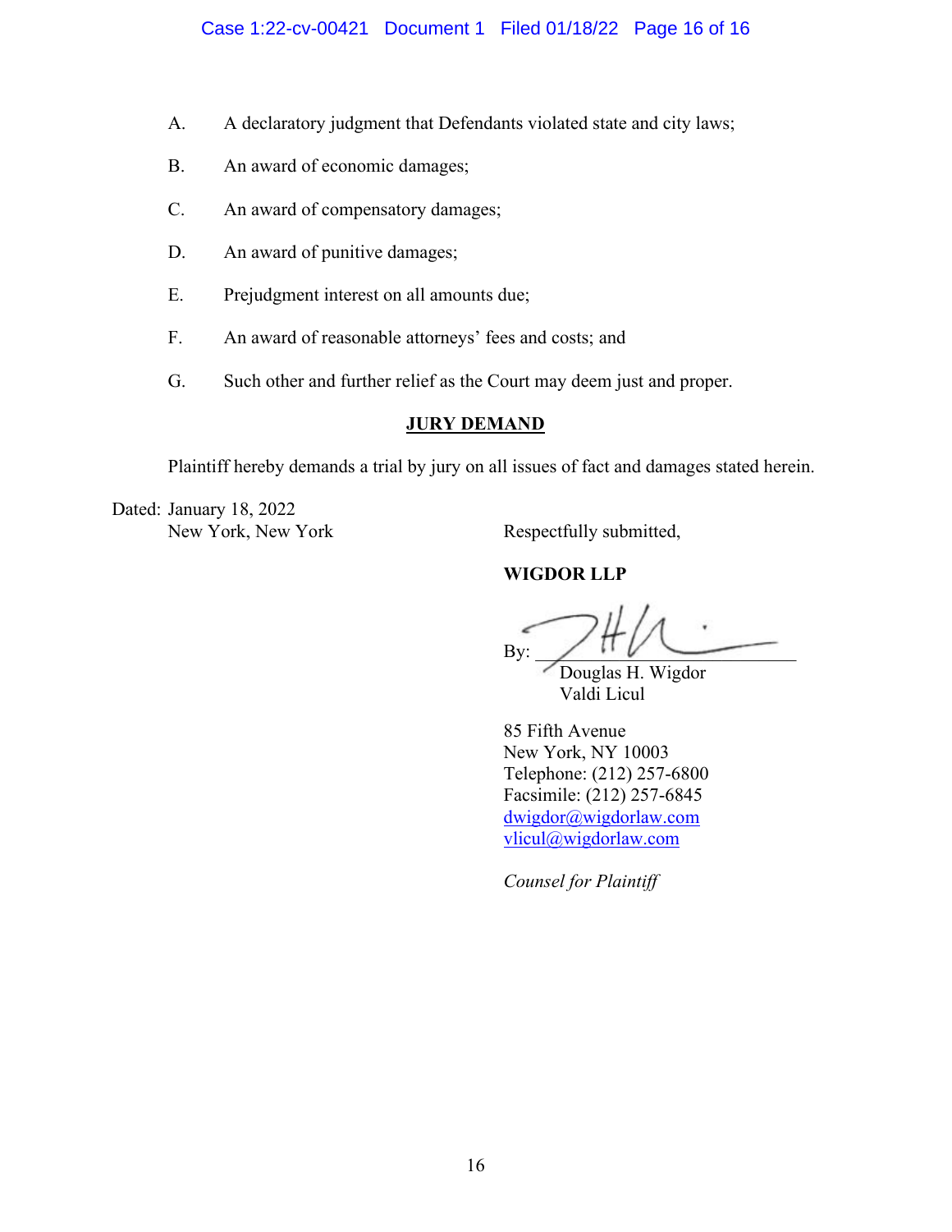A. A declaratory judgment that Defendants violated state and city laws;

B. An award of economic damages;

C. An award of compensatory damages;

D. An award of punitive damages;

E. Prejudgment interest on all amounts due;

F. An award of reasonable attorneys' fees and costs; and

G. Such other and further relief as the Court may deem just and proper.

**JURY DEMAND**

Plaintiff hereby demands a trial by jury on all issues of fact and damages stated herein.

Dated: January 18, 2022
New York, New York

Respectfully submitted,

**WIGDOR LLP**

By: ______________________________
Douglas H. Wigdor
Valdi Licul

85 Fifth Avenue
New York, NY 10003
Telephone: (212) 257-6800
Facsimile: (212) 257-6845
dwigdor@wigdorlaw.com
vlicul@wigdorlaw.com

*Counsel for Plaintiff*